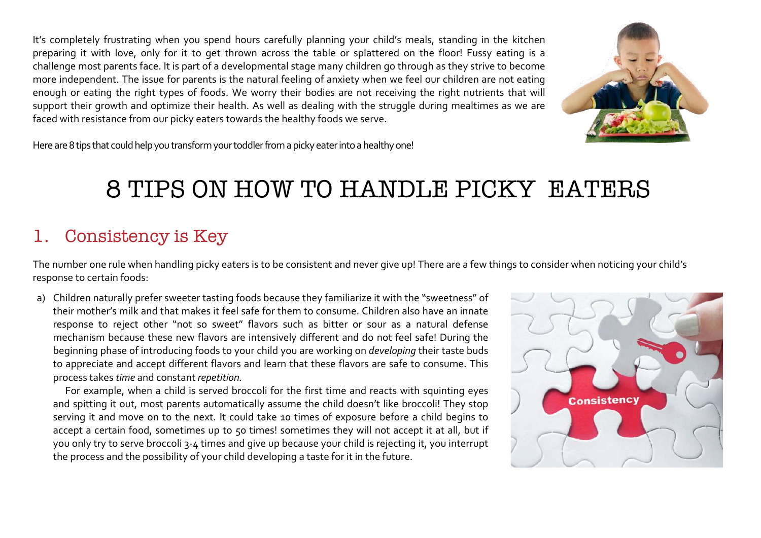It's completely frustrating when you spend hours carefully planning your child's meals, standing in the kitchen preparing it with love, only for it to get thrown across the table or splattered on the floor! Fussy eating is a challenge most parents face. It is part of a developmental stage many children go through as they strive to become more independent. The issue for parents is the natural feeling of anxiety when we feel our children are not eating enough or eating the right types of foods. We worry their bodies are not receiving the right nutrients that will support their growth and optimize their health. As well as dealing with the struggle during mealtimes as we are faced with resistance from our picky eaters towards the healthy foods we serve.

Here are 8 tips that could help you transform your toddler from a picky eater into a healthy one!

# 8 TIPS ON HOW TO HANDLE PICKY EATERS

## 1. Consistency is Key

The number one rule when handling picky eaters is to be consistent and never give up! There are a few things to consider when noticing your child's response to certain foods:

a) Children naturally prefer sweeter tasting foods because they familiarize it with the "sweetness" of their mother's milk and that makes it feel safe for them to consume. Children also have an innate response to reject other "not so sweet" flavors such as bitter or sour as a natural defense mechanism because these new flavors are intensively different and do not feel safe! During the beginning phase of introducing foods to your child you are working on *developing* their taste buds to appreciate and accept different flavors and learn that these flavors are safe to consume. This process takes *time* and constant *repetition.*

   For example, when a child is served broccoli for the first time and reacts with squinting eyes and spitting it out, most parents automatically assume the child doesn't like broccoli! They stop serving it and move on to the next. It could take 10 times of exposure before a child begins to accept a certain food, sometimes up to 50 times! sometimes they will not accept it at all, but if you only try to serve broccoli 3-4 times and give up because your child is rejecting it, you interrupt the process and the possibility of your child developing a taste for it in the future.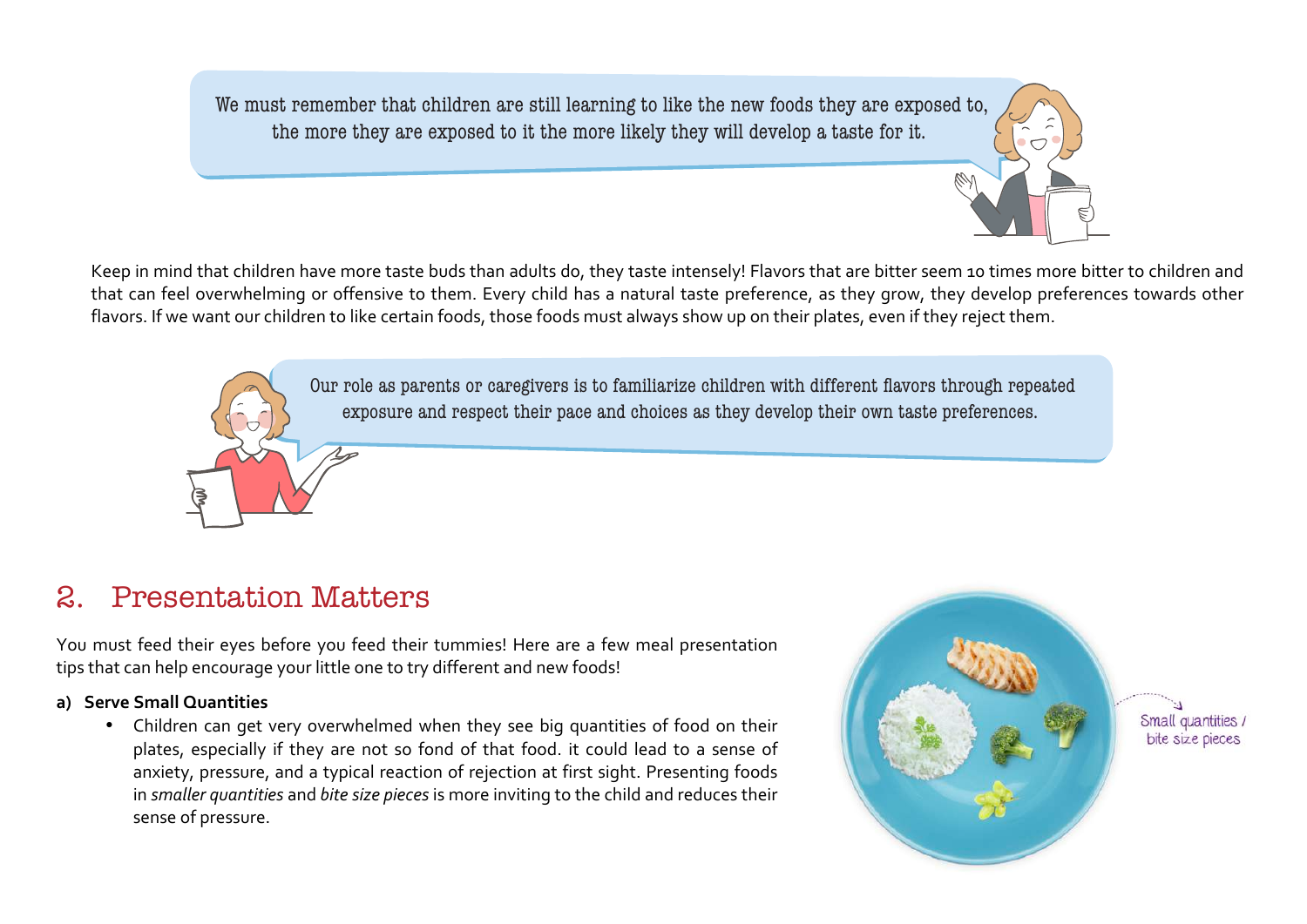We must remember that children are still learning to like the new foods they are exposed to, the more they are exposed to it the more likely they will develop a taste for it.

Keep in mind that children have more taste buds than adults do, they taste intensely! Flavors that are bitter seem 10 times more bitter to children and that can feel overwhelming or offensive to them. Every child has a natural taste preference, as they grow, they develop preferences towards other flavors. If we want our children to like certain foods, those foods must always show up on their plates, even if they reject them.

Our role as parents or caregivers is to familiarize children with different flavors through repeated exposure and respect their pace and choices as they develop their own taste preferences.

## 2. Presentation Matters

You must feed their eyes before you feed their tummies! Here are a few meal presentation tips that can help encourage your little one to try different and new foods!

**a) Serve Small Quantities**

- Children can get very overwhelmed when they see big quantities of food on their plates, especially if they are not so fond of that food. it could lead to a sense of anxiety, pressure, and a typical reaction of rejection at first sight. Presenting foods in *smaller quantities* and *bite size pieces* is more inviting to the child and reduces their sense of pressure.

Small quantities / bite size pieces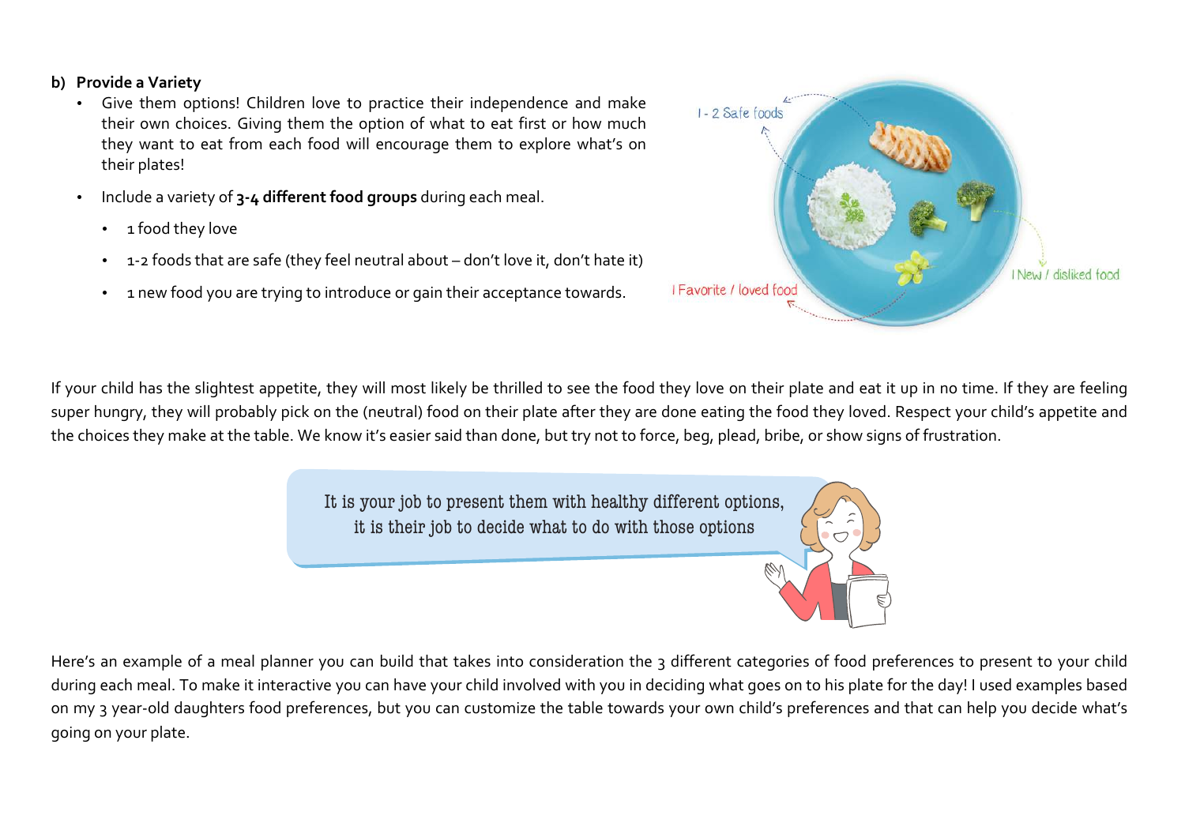**b) Provide a Variety**

- Give them options! Children love to practice their independence and make their own choices. Giving them the option of what to eat first or how much they want to eat from each food will encourage them to explore what's on their plates!
- Include a variety of **3-4 different food groups** during each meal.
  - 1 food they love
  - 1-2 foods that are safe (they feel neutral about – don't love it, don't hate it)
  - 1 new food you are trying to introduce or gain their acceptance towards.

1 - 2 Safe foods

1 Favorite / loved food

1 New / disliked food

If your child has the slightest appetite, they will most likely be thrilled to see the food they love on their plate and eat it up in no time. If they are feeling super hungry, they will probably pick on the (neutral) food on their plate after they are done eating the food they loved. Respect your child's appetite and the choices they make at the table. We know it's easier said than done, but try not to force, beg, plead, bribe, or show signs of frustration.

> It is your job to present them with healthy different options, it is their job to decide what to do with those options

Here's an example of a meal planner you can build that takes into consideration the 3 different categories of food preferences to present to your child during each meal. To make it interactive you can have your child involved with you in deciding what goes on to his plate for the day! I used examples based on my 3 year-old daughters food preferences, but you can customize the table towards your own child's preferences and that can help you decide what's going on your plate.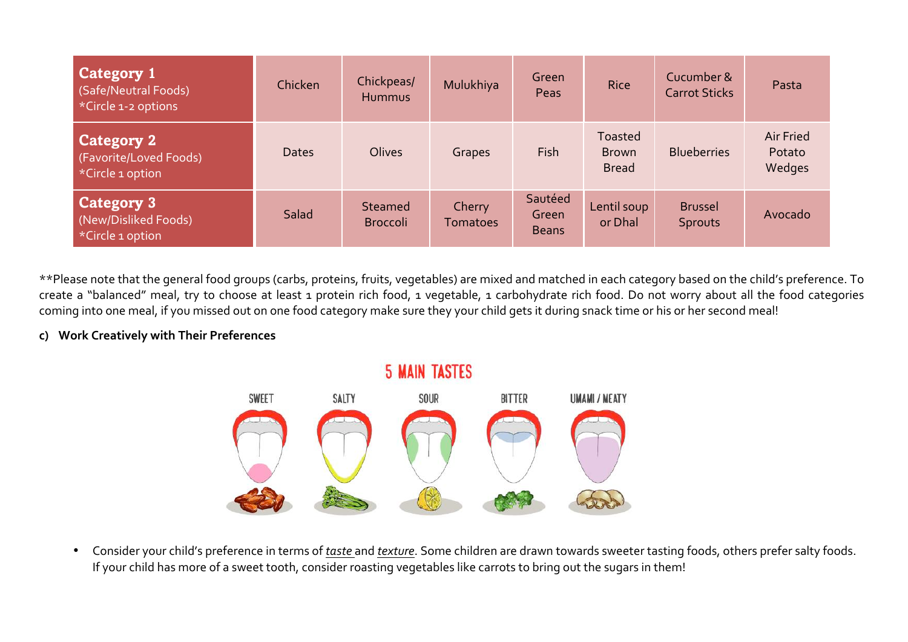| **Category 1** (Safe/Neutral Foods) *Circle 1-2 options | Chicken | Chickpeas/ Hummus | Mulukhiya | Green Peas | Rice | Cucumber & Carrot Sticks | Pasta |
|---|---|---|---|---|---|---|---|
| **Category 2** (Favorite/Loved Foods) *Circle 1 option | Dates | Olives | Grapes | Fish | Toasted Brown Bread | Blueberries | Air Fried Potato Wedges |
| **Category 3** (New/Disliked Foods) *Circle 1 option | Salad | Steamed Broccoli | Cherry Tomatoes | Sautéed Green Beans | Lentil soup or Dhal | Brussel Sprouts | Avocado |

**Please note that the general food groups (carbs, proteins, fruits, vegetables) are mixed and matched in each category based on the child's preference. To create a "balanced" meal, try to choose at least 1 protein rich food, 1 vegetable, 1 carbohydrate rich food. Do not worry about all the food categories coming into one meal, if you missed out on one food category make sure they your child gets it during snack time or his or her second meal!

**c) Work Creatively with Their Preferences**

5 MAIN TASTES

SWEET | SALTY | SOUR | BITTER | UMAMI / MEATY

- Consider your child's preference in terms of *taste* and *texture*. Some children are drawn towards sweeter tasting foods, others prefer salty foods. If your child has more of a sweet tooth, consider roasting vegetables like carrots to bring out the sugars in them!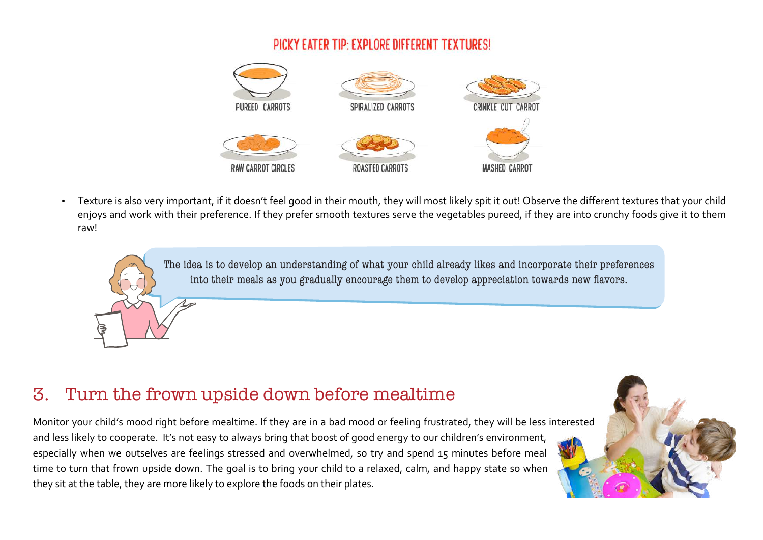PICKY EATER TIP: EXPLORE DIFFERENT TEXTURES!

PUREED CARROTS

SPIRALIZED CARROTS

CRINKLE CUT CARROT

RAW CARROT CIRCLES

ROASTED CARROTS

MASHED CARROT

- Texture is also very important, if it doesn't feel good in their mouth, they will most likely spit it out! Observe the different textures that your child enjoys and work with their preference. If they prefer smooth textures serve the vegetables pureed, if they are into crunchy foods give it to them raw!

The idea is to develop an understanding of what your child already likes and incorporate their preferences into their meals as you gradually encourage them to develop appreciation towards new flavors.

## 3. Turn the frown upside down before mealtime

Monitor your child's mood right before mealtime. If they are in a bad mood or feeling frustrated, they will be less interested and less likely to cooperate. It's not easy to always bring that boost of good energy to our children's environment, especially when we outselves are feelings stressed and overwhelmed, so try and spend 15 minutes before meal time to turn that frown upside down. The goal is to bring your child to a relaxed, calm, and happy state so when they sit at the table, they are more likely to explore the foods on their plates.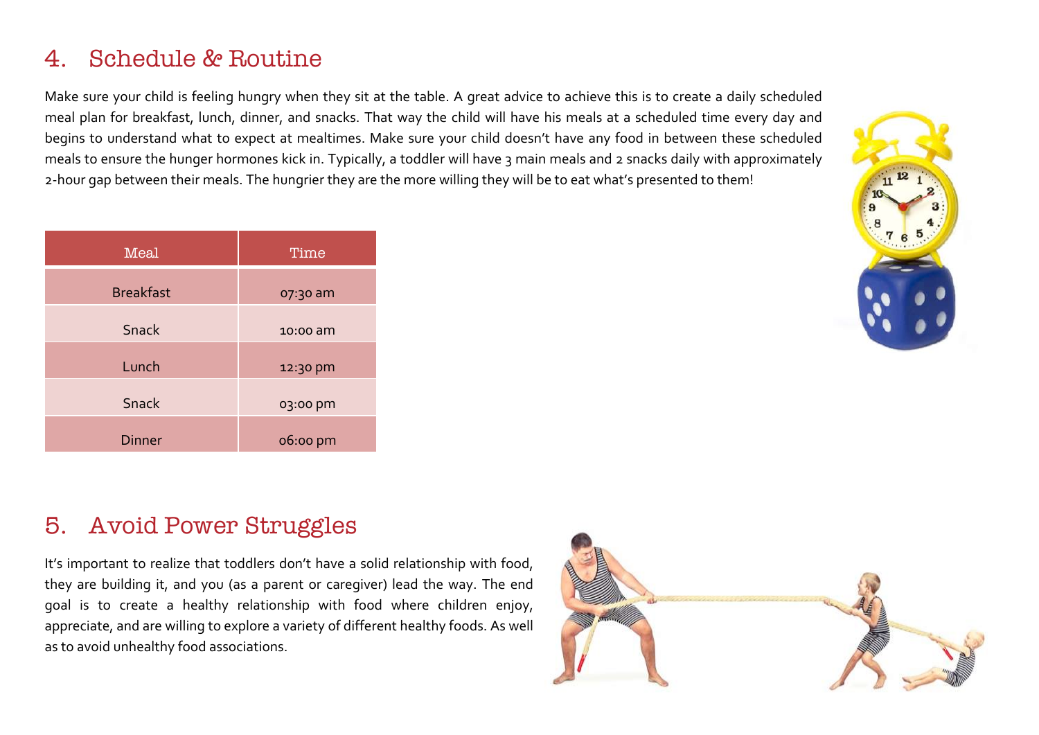## 4. Schedule & Routine

Make sure your child is feeling hungry when they sit at the table. A great advice to achieve this is to create a daily scheduled meal plan for breakfast, lunch, dinner, and snacks. That way the child will have his meals at a scheduled time every day and begins to understand what to expect at mealtimes. Make sure your child doesn't have any food in between these scheduled meals to ensure the hunger hormones kick in. Typically, a toddler will have 3 main meals and 2 snacks daily with approximately 2-hour gap between their meals. The hungrier they are the more willing they will be to eat what's presented to them!

| Meal | Time |
| --- | --- |
| Breakfast | 07:30 am |
| Snack | 10:00 am |
| Lunch | 12:30 pm |
| Snack | 03:00 pm |
| Dinner | 06:00 pm |

## 5. Avoid Power Struggles

It's important to realize that toddlers don't have a solid relationship with food, they are building it, and you (as a parent or caregiver) lead the way. The end goal is to create a healthy relationship with food where children enjoy, appreciate, and are willing to explore a variety of different healthy foods. As well as to avoid unhealthy food associations.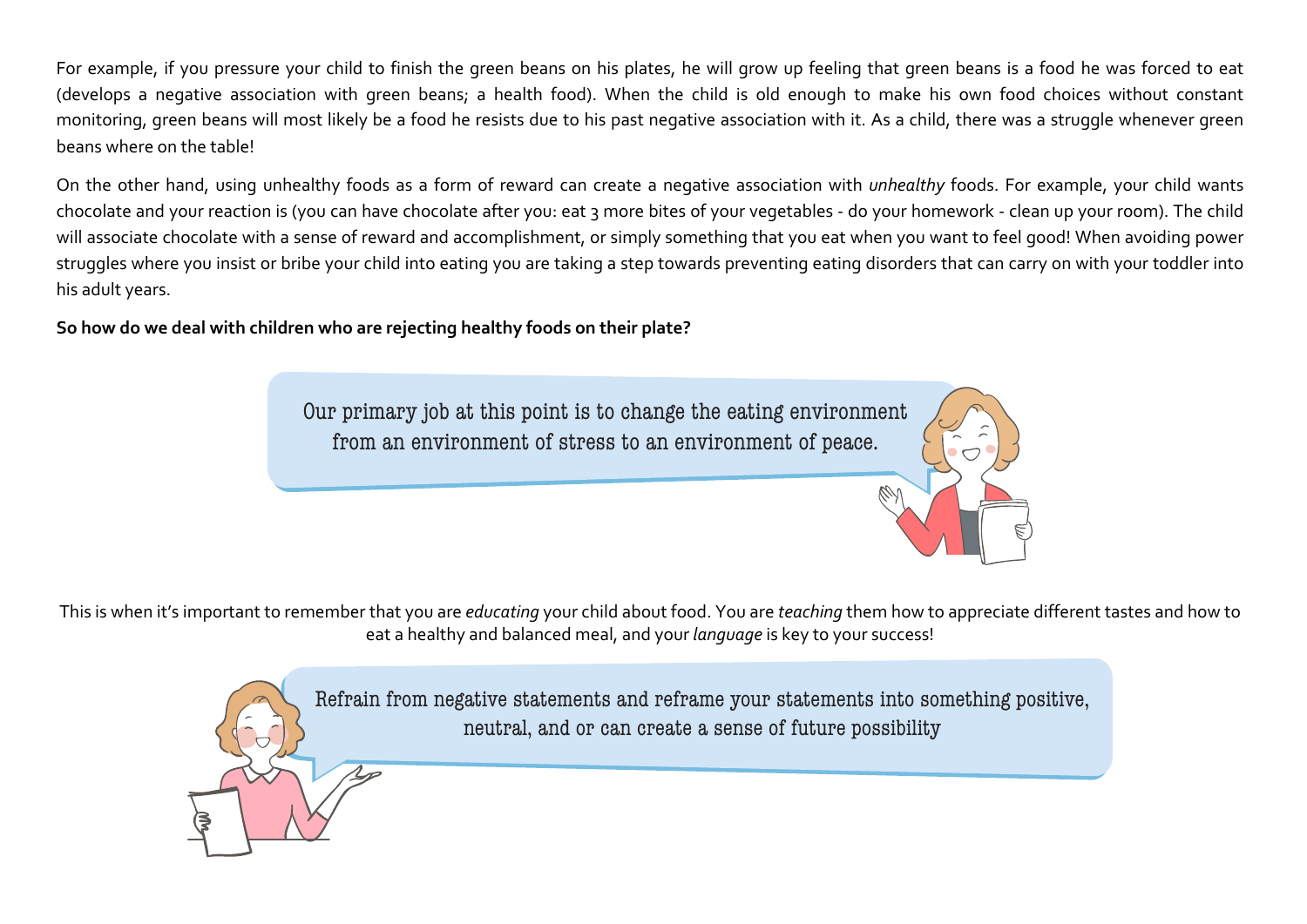For example, if you pressure your child to finish the green beans on his plates, he will grow up feeling that green beans is a food he was forced to eat (develops a negative association with green beans; a health food). When the child is old enough to make his own food choices without constant monitoring, green beans will most likely be a food he resists due to his past negative association with it. As a child, there was a struggle whenever green beans where on the table!

On the other hand, using unhealthy foods as a form of reward can create a negative association with *unhealthy* foods. For example, your child wants chocolate and your reaction is (you can have chocolate after you: eat 3 more bites of your vegetables - do your homework - clean up your room). The child will associate chocolate with a sense of reward and accomplishment, or simply something that you eat when you want to feel good! When avoiding power struggles where you insist or bribe your child into eating you are taking a step towards preventing eating disorders that can carry on with your toddler into his adult years.

**So how do we deal with children who are rejecting healthy foods on their plate?**

Our primary job at this point is to change the eating environment from an environment of stress to an environment of peace.

This is when it's important to remember that you are *educating* your child about food. You are *teaching* them how to appreciate different tastes and how to eat a healthy and balanced meal, and your *language* is key to your success!

Refrain from negative statements and reframe your statements into something positive, neutral, and or can create a sense of future possibility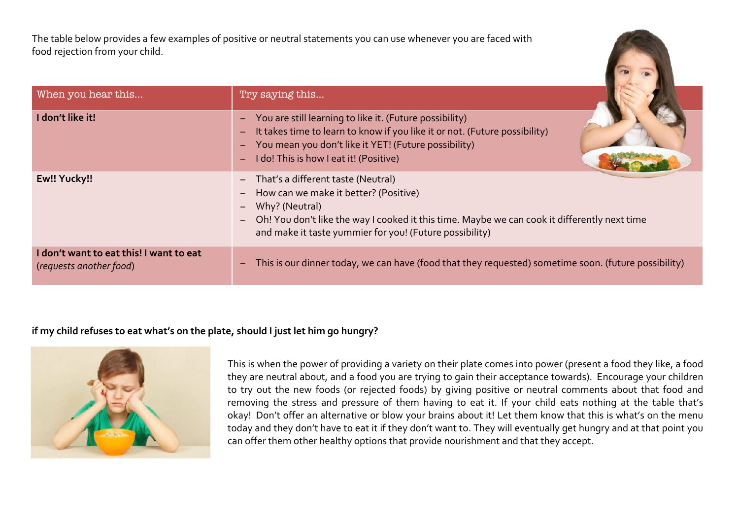The table below provides a few examples of positive or neutral statements you can use whenever you are faced with food rejection from your child.

| When you hear this... | Try saying this... |
|---|---|
| **I don't like it!** | – You are still learning to like it. (Future possibility)<br>– It takes time to learn to know if you like it or not. (Future possibility)<br>– You mean you don't like it YET! (Future possibility)<br>– I do! This is how I eat it! (Positive) |
| **Ew!! Yucky!!** | – That's a different taste (Neutral)<br>– How can we make it better? (Positive)<br>– Why? (Neutral)<br>– Oh! You don't like the way I cooked it this time. Maybe we can cook it differently next time and make it taste yummier for you! (Future possibility) |
| **I don't want to eat this! I want to eat** (*requests another food*) | – This is our dinner today, we can have (food that they requested) sometime soon. (future possibility) |

**if my child refuses to eat what's on the plate, should I just let him go hungry?**

This is when the power of providing a variety on their plate comes into power (present a food they like, a food they are neutral about, and a food you are trying to gain their acceptance towards). Encourage your children to try out the new foods (or rejected foods) by giving positive or neutral comments about that food and removing the stress and pressure of them having to eat it. If your child eats nothing at the table that's okay! Don't offer an alternative or blow your brains about it! Let them know that this is what's on the menu today and they don't have to eat it if they don't want to. They will eventually get hungry and at that point you can offer them other healthy options that provide nourishment and that they accept.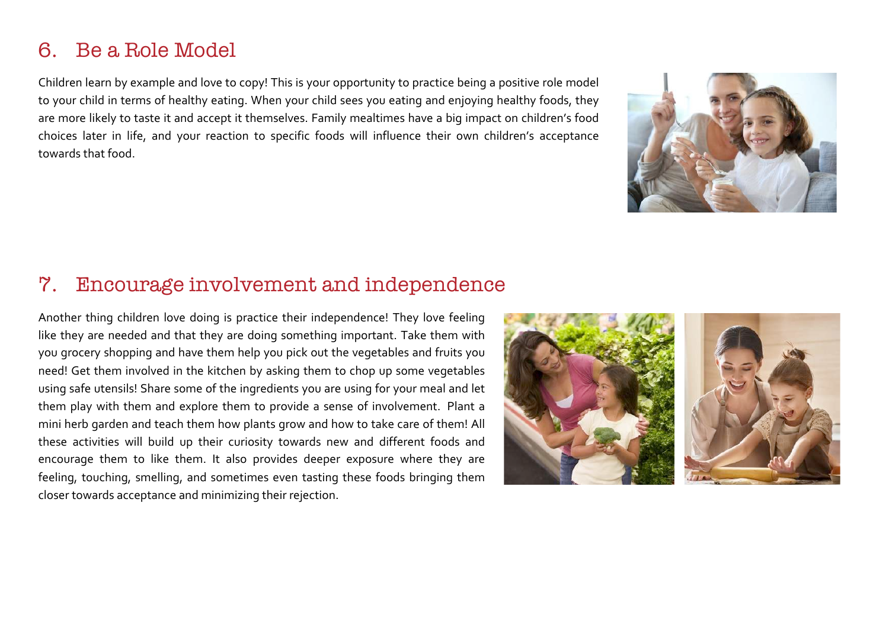## 6. Be a Role Model

Children learn by example and love to copy! This is your opportunity to practice being a positive role model to your child in terms of healthy eating. When your child sees you eating and enjoying healthy foods, they are more likely to taste it and accept it themselves. Family mealtimes have a big impact on children's food choices later in life, and your reaction to specific foods will influence their own children's acceptance towards that food.

## 7. Encourage involvement and independence

Another thing children love doing is practice their independence! They love feeling like they are needed and that they are doing something important. Take them with you grocery shopping and have them help you pick out the vegetables and fruits you need! Get them involved in the kitchen by asking them to chop up some vegetables using safe utensils! Share some of the ingredients you are using for your meal and let them play with them and explore them to provide a sense of involvement. Plant a mini herb garden and teach them how plants grow and how to take care of them! All these activities will build up their curiosity towards new and different foods and encourage them to like them. It also provides deeper exposure where they are feeling, touching, smelling, and sometimes even tasting these foods bringing them closer towards acceptance and minimizing their rejection.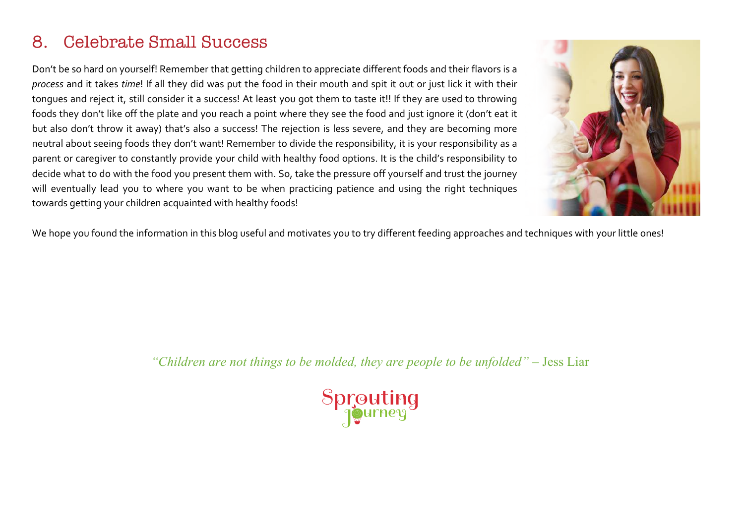## 8. Celebrate Small Success

Don't be so hard on yourself! Remember that getting children to appreciate different foods and their flavors is a *process* and it takes *time*! If all they did was put the food in their mouth and spit it out or just lick it with their tongues and reject it, still consider it a success! At least you got them to taste it!! If they are used to throwing foods they don't like off the plate and you reach a point where they see the food and just ignore it (don't eat it but also don't throw it away) that's also a success! The rejection is less severe, and they are becoming more neutral about seeing foods they don't want! Remember to divide the responsibility, it is your responsibility as a parent or caregiver to constantly provide your child with healthy food options. It is the child's responsibility to decide what to do with the food you present them with. So, take the pressure off yourself and trust the journey will eventually lead you to where you want to be when practicing patience and using the right techniques towards getting your children acquainted with healthy foods!

We hope you found the information in this blog useful and motivates you to try different feeding approaches and techniques with your little ones!

*"Children are not things to be molded, they are people to be unfolded"* – Jess Liar

Sprouting Journey